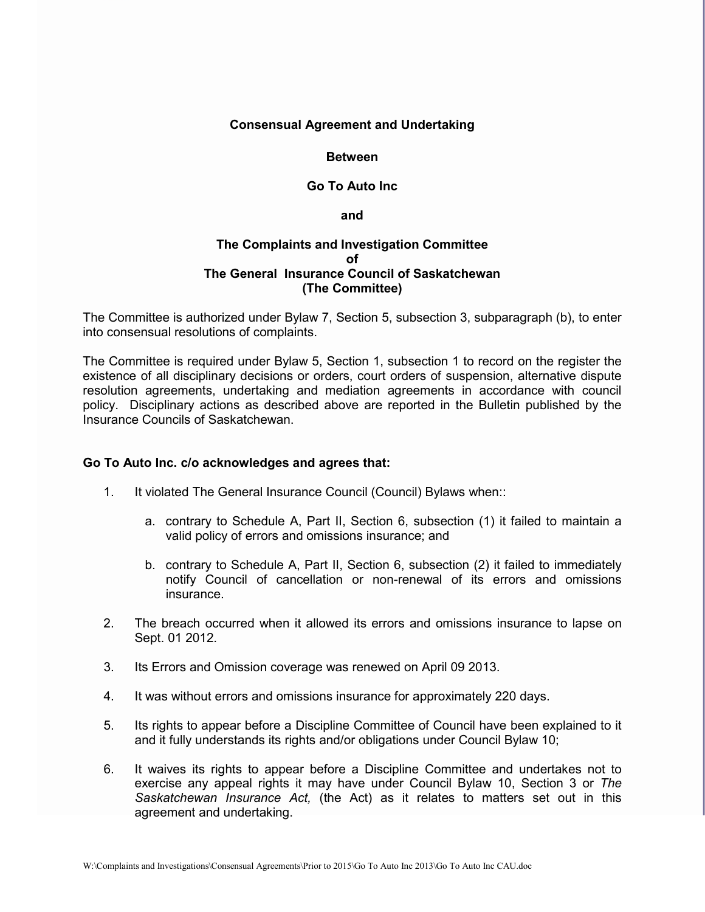**Consensual Agreement and Undertaking**

**Between**

**Go To Auto Inc**

**and**

**The Complaints and Investigation Committee**
**of**
**The General Insurance Council of Saskatchewan**
**(The Committee)**

The Committee is authorized under Bylaw 7, Section 5, subsection 3, subparagraph (b), to enter into consensual resolutions of complaints.

The Committee is required under Bylaw 5, Section 1, subsection 1 to record on the register the existence of all disciplinary decisions or orders, court orders of suspension, alternative dispute resolution agreements, undertaking and mediation agreements in accordance with council policy. Disciplinary actions as described above are reported in the Bulletin published by the Insurance Councils of Saskatchewan.

**Go To Auto Inc. c/o acknowledges and agrees that:**

1. It violated The General Insurance Council (Council) Bylaws when::

   a. contrary to Schedule A, Part II, Section 6, subsection (1) it failed to maintain a valid policy of errors and omissions insurance; and

   b. contrary to Schedule A, Part II, Section 6, subsection (2) it failed to immediately notify Council of cancellation or non-renewal of its errors and omissions insurance.

2. The breach occurred when it allowed its errors and omissions insurance to lapse on Sept. 01 2012.

3. Its Errors and Omission coverage was renewed on April 09 2013.

4. It was without errors and omissions insurance for approximately 220 days.

5. Its rights to appear before a Discipline Committee of Council have been explained to it and it fully understands its rights and/or obligations under Council Bylaw 10;

6. It waives its rights to appear before a Discipline Committee and undertakes not to exercise any appeal rights it may have under Council Bylaw 10, Section 3 or *The Saskatchewan Insurance Act,* (the Act) as it relates to matters set out in this agreement and undertaking.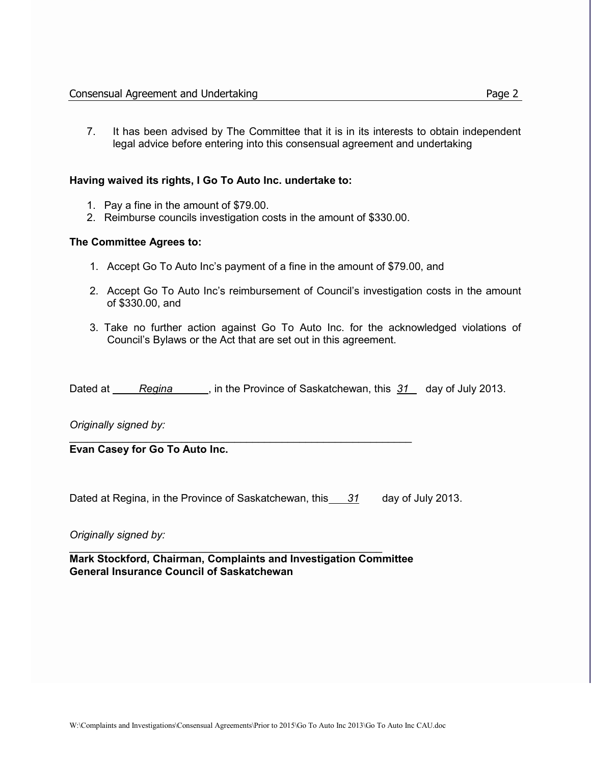7. It has been advised by The Committee that it is in its interests to obtain independent legal advice before entering into this consensual agreement and undertaking

**Having waived its rights, I Go To Auto Inc. undertake to:**

1. Pay a fine in the amount of $79.00.
2. Reimburse councils investigation costs in the amount of $330.00.

**The Committee Agrees to:**

1. Accept Go To Auto Inc's payment of a fine in the amount of $79.00, and
2. Accept Go To Auto Inc's reimbursement of Council's investigation costs in the amount of $330.00, and
3. Take no further action against Go To Auto Inc. for the acknowledged violations of Council's Bylaws or the Act that are set out in this agreement.

Dated at *Regina*, in the Province of Saskatchewan, this *31* day of July 2013.

*Originally signed by:*

**Evan Casey for Go To Auto Inc.**

Dated at Regina, in the Province of Saskatchewan, this *31* day of July 2013.

*Originally signed by:*

**Mark Stockford, Chairman, Complaints and Investigation Committee**
**General Insurance Council of Saskatchewan**

W:\Complaints and Investigations\Consensual Agreements\Prior to 2015\Go To Auto Inc 2013\Go To Auto Inc CAU.doc